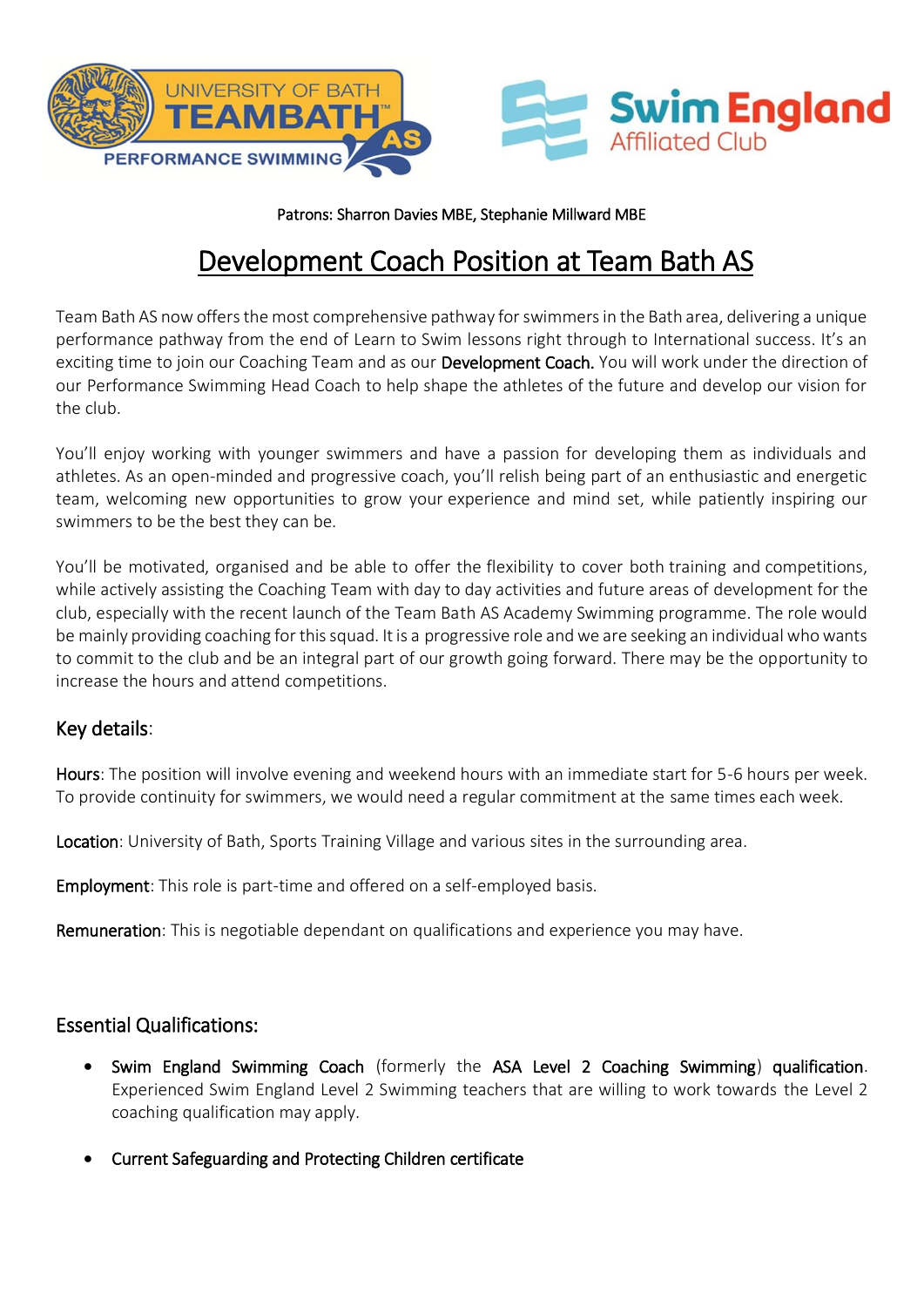Patrons: Sharron Davies MBE, Stephanie Millward MBE

# Development Coach Position at Team Bath AS

Team Bath AS now offers the most comprehensive pathway for swimmers in the Bath area, delivering a unique performance pathway from the end of Learn to Swim lessons right through to International success. It's an exciting time to join our Coaching Team and as our **Development Coach.** You will work under the direction of our Performance Swimming Head Coach to help shape the athletes of the future and develop our vision for the club.

You'll enjoy working with younger swimmers and have a passion for developing them as individuals and athletes. As an open-minded and progressive coach, you'll relish being part of an enthusiastic and energetic team, welcoming new opportunities to grow your experience and mind set, while patiently inspiring our swimmers to be the best they can be.

You'll be motivated, organised and be able to offer the flexibility to cover both training and competitions, while actively assisting the Coaching Team with day to day activities and future areas of development for the club, especially with the recent launch of the Team Bath AS Academy Swimming programme. The role would be mainly providing coaching for this squad. It is a progressive role and we are seeking an individual who wants to commit to the club and be an integral part of our growth going forward. There may be the opportunity to increase the hours and attend competitions.

## Key details:

**Hours**: The position will involve evening and weekend hours with an immediate start for 5-6 hours per week. To provide continuity for swimmers, we would need a regular commitment at the same times each week.

**Location**: University of Bath, Sports Training Village and various sites in the surrounding area.

**Employment**: This role is part-time and offered on a self-employed basis.

**Remuneration**: This is negotiable dependant on qualifications and experience you may have.

## Essential Qualifications:

- **Swim England Swimming Coach** (formerly the **ASA Level 2 Coaching Swimming**) **qualification**. Experienced Swim England Level 2 Swimming teachers that are willing to work towards the Level 2 coaching qualification may apply.
- **Current Safeguarding and Protecting Children certificate**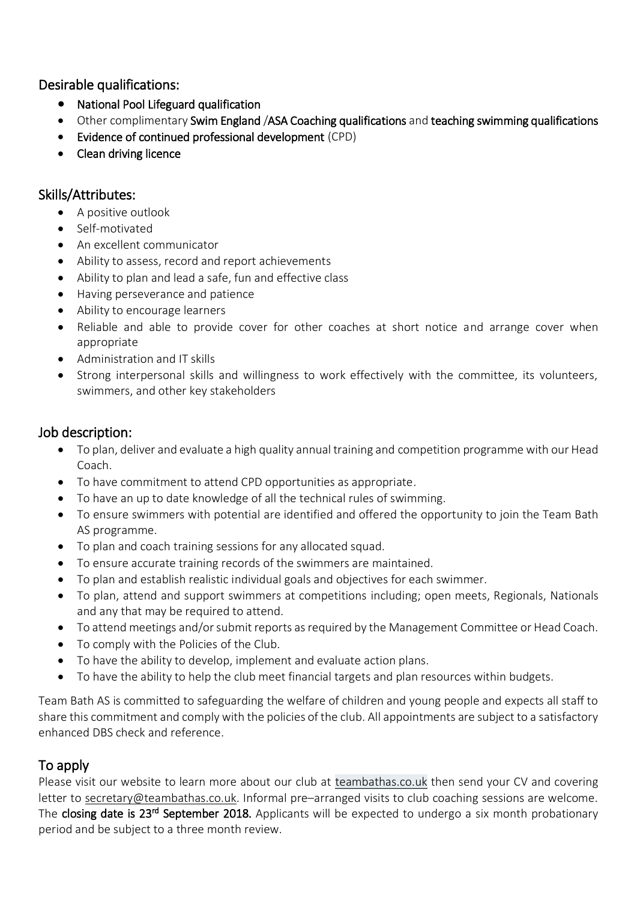## Desirable qualifications:

- **National Pool Lifeguard qualification**
- Other complimentary **Swim England** /**ASA Coaching qualifications** and **teaching swimming qualifications**
- **Evidence of continued professional development** (CPD)
- **Clean driving licence**

## Skills/Attributes:

- A positive outlook
- Self-motivated
- An excellent communicator
- Ability to assess, record and report achievements
- Ability to plan and lead a safe, fun and effective class
- Having perseverance and patience
- Ability to encourage learners
- Reliable and able to provide cover for other coaches at short notice and arrange cover when appropriate
- Administration and IT skills
- Strong interpersonal skills and willingness to work effectively with the committee, its volunteers, swimmers, and other key stakeholders

## Job description:

- To plan, deliver and evaluate a high quality annual training and competition programme with our Head Coach.
- To have commitment to attend CPD opportunities as appropriate.
- To have an up to date knowledge of all the technical rules of swimming.
- To ensure swimmers with potential are identified and offered the opportunity to join the Team Bath AS programme.
- To plan and coach training sessions for any allocated squad.
- To ensure accurate training records of the swimmers are maintained.
- To plan and establish realistic individual goals and objectives for each swimmer.
- To plan, attend and support swimmers at competitions including; open meets, Regionals, Nationals and any that may be required to attend.
- To attend meetings and/or submit reports as required by the Management Committee or Head Coach.
- To comply with the Policies of the Club.
- To have the ability to develop, implement and evaluate action plans.
- To have the ability to help the club meet financial targets and plan resources within budgets.

Team Bath AS is committed to safeguarding the welfare of children and young people and expects all staff to share this commitment and comply with the policies of the club. All appointments are subject to a satisfactory enhanced DBS check and reference.

## To apply

Please visit our website to learn more about our club at teambathas.co.uk then send your CV and covering letter to secretary@teambathas.co.uk. Informal pre–arranged visits to club coaching sessions are welcome. The **closing date is 23rd September 2018.** Applicants will be expected to undergo a six month probationary period and be subject to a three month review.